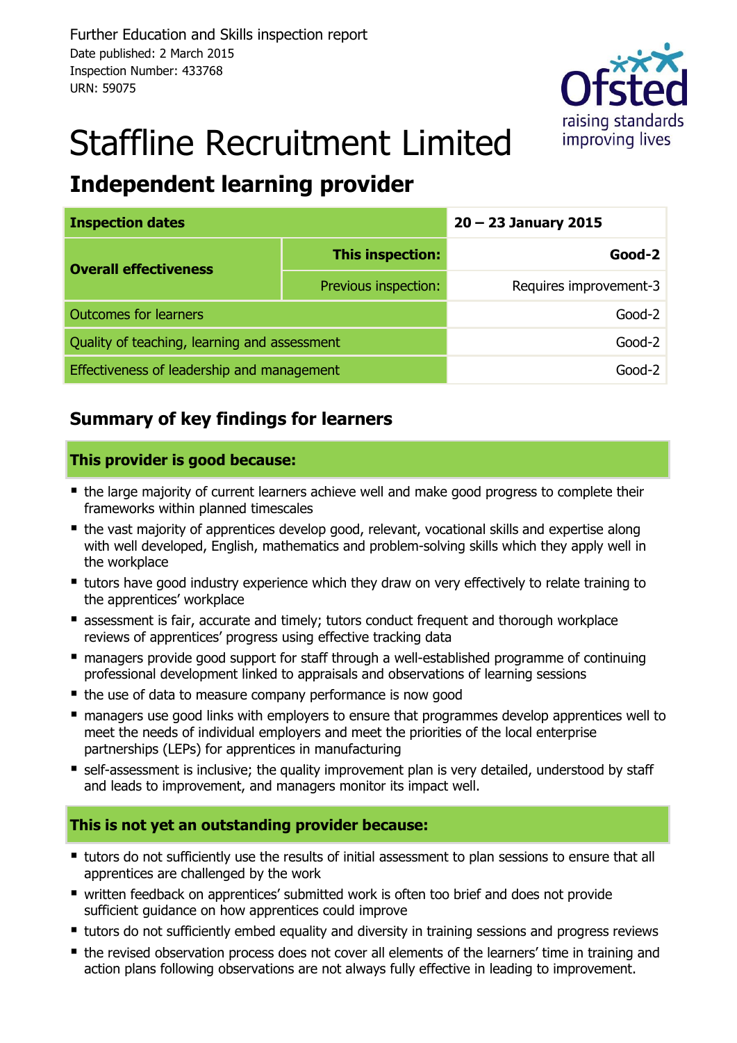Further Education and Skills inspection report
Date published: 2 March 2015
Inspection Number: 433768
URN: 59075

# Staffline Recruitment Limited

## Independent learning provider

| Inspection dates | | 20 – 23 January 2015 |
|---|---|---|
| Overall effectiveness | This inspection: | Good-2 |
| | Previous inspection: | Requires improvement-3 |
| Outcomes for learners | | Good-2 |
| Quality of teaching, learning and assessment | | Good-2 |
| Effectiveness of leadership and management | | Good-2 |

## Summary of key findings for learners

### This provider is good because:

- the large majority of current learners achieve well and make good progress to complete their frameworks within planned timescales
- the vast majority of apprentices develop good, relevant, vocational skills and expertise along with well developed, English, mathematics and problem-solving skills which they apply well in the workplace
- tutors have good industry experience which they draw on very effectively to relate training to the apprentices' workplace
- assessment is fair, accurate and timely; tutors conduct frequent and thorough workplace reviews of apprentices' progress using effective tracking data
- managers provide good support for staff through a well-established programme of continuing professional development linked to appraisals and observations of learning sessions
- the use of data to measure company performance is now good
- managers use good links with employers to ensure that programmes develop apprentices well to meet the needs of individual employers and meet the priorities of the local enterprise partnerships (LEPs) for apprentices in manufacturing
- self-assessment is inclusive; the quality improvement plan is very detailed, understood by staff and leads to improvement, and managers monitor its impact well.

### This is not yet an outstanding provider because:

- tutors do not sufficiently use the results of initial assessment to plan sessions to ensure that all apprentices are challenged by the work
- written feedback on apprentices' submitted work is often too brief and does not provide sufficient guidance on how apprentices could improve
- tutors do not sufficiently embed equality and diversity in training sessions and progress reviews
- the revised observation process does not cover all elements of the learners' time in training and action plans following observations are not always fully effective in leading to improvement.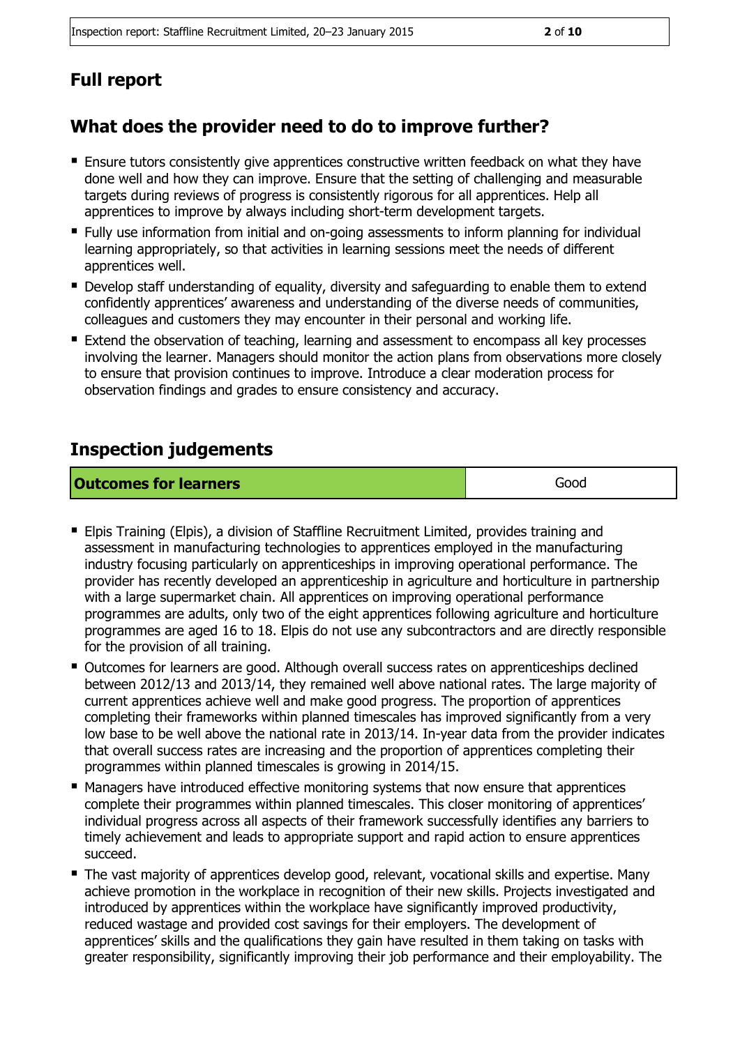## Full report

## What does the provider need to do to improve further?

- Ensure tutors consistently give apprentices constructive written feedback on what they have done well and how they can improve. Ensure that the setting of challenging and measurable targets during reviews of progress is consistently rigorous for all apprentices. Help all apprentices to improve by always including short-term development targets.
- Fully use information from initial and on-going assessments to inform planning for individual learning appropriately, so that activities in learning sessions meet the needs of different apprentices well.
- Develop staff understanding of equality, diversity and safeguarding to enable them to extend confidently apprentices' awareness and understanding of the diverse needs of communities, colleagues and customers they may encounter in their personal and working life.
- Extend the observation of teaching, learning and assessment to encompass all key processes involving the learner. Managers should monitor the action plans from observations more closely to ensure that provision continues to improve. Introduce a clear moderation process for observation findings and grades to ensure consistency and accuracy.

## Inspection judgements

| Outcomes for learners | Good |
|---|---|

- Elpis Training (Elpis), a division of Staffline Recruitment Limited, provides training and assessment in manufacturing technologies to apprentices employed in the manufacturing industry focusing particularly on apprenticeships in improving operational performance. The provider has recently developed an apprenticeship in agriculture and horticulture in partnership with a large supermarket chain. All apprentices on improving operational performance programmes are adults, only two of the eight apprentices following agriculture and horticulture programmes are aged 16 to 18. Elpis do not use any subcontractors and are directly responsible for the provision of all training.
- Outcomes for learners are good. Although overall success rates on apprenticeships declined between 2012/13 and 2013/14, they remained well above national rates. The large majority of current apprentices achieve well and make good progress. The proportion of apprentices completing their frameworks within planned timescales has improved significantly from a very low base to be well above the national rate in 2013/14. In-year data from the provider indicates that overall success rates are increasing and the proportion of apprentices completing their programmes within planned timescales is growing in 2014/15.
- Managers have introduced effective monitoring systems that now ensure that apprentices complete their programmes within planned timescales. This closer monitoring of apprentices' individual progress across all aspects of their framework successfully identifies any barriers to timely achievement and leads to appropriate support and rapid action to ensure apprentices succeed.
- The vast majority of apprentices develop good, relevant, vocational skills and expertise. Many achieve promotion in the workplace in recognition of their new skills. Projects investigated and introduced by apprentices within the workplace have significantly improved productivity, reduced wastage and provided cost savings for their employers. The development of apprentices' skills and the qualifications they gain have resulted in them taking on tasks with greater responsibility, significantly improving their job performance and their employability. The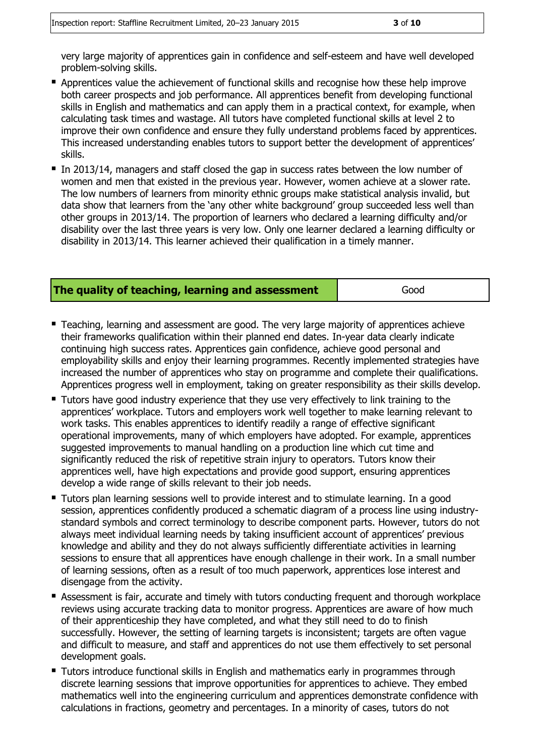very large majority of apprentices gain in confidence and self-esteem and have well developed problem-solving skills.

- Apprentices value the achievement of functional skills and recognise how these help improve both career prospects and job performance. All apprentices benefit from developing functional skills in English and mathematics and can apply them in a practical context, for example, when calculating task times and wastage. All tutors have completed functional skills at level 2 to improve their own confidence and ensure they fully understand problems faced by apprentices. This increased understanding enables tutors to support better the development of apprentices' skills.
- In 2013/14, managers and staff closed the gap in success rates between the low number of women and men that existed in the previous year. However, women achieve at a slower rate. The low numbers of learners from minority ethnic groups make statistical analysis invalid, but data show that learners from the 'any other white background' group succeeded less well than other groups in 2013/14. The proportion of learners who declared a learning difficulty and/or disability over the last three years is very low. Only one learner declared a learning difficulty or disability in 2013/14. This learner achieved their qualification in a timely manner.

| **The quality of teaching, learning and assessment** | Good |
|---|---|

- Teaching, learning and assessment are good. The very large majority of apprentices achieve their frameworks qualification within their planned end dates. In-year data clearly indicate continuing high success rates. Apprentices gain confidence, achieve good personal and employability skills and enjoy their learning programmes. Recently implemented strategies have increased the number of apprentices who stay on programme and complete their qualifications. Apprentices progress well in employment, taking on greater responsibility as their skills develop.
- Tutors have good industry experience that they use very effectively to link training to the apprentices' workplace. Tutors and employers work well together to make learning relevant to work tasks. This enables apprentices to identify readily a range of effective significant operational improvements, many of which employers have adopted. For example, apprentices suggested improvements to manual handling on a production line which cut time and significantly reduced the risk of repetitive strain injury to operators. Tutors know their apprentices well, have high expectations and provide good support, ensuring apprentices develop a wide range of skills relevant to their job needs.
- Tutors plan learning sessions well to provide interest and to stimulate learning. In a good session, apprentices confidently produced a schematic diagram of a process line using industry-standard symbols and correct terminology to describe component parts. However, tutors do not always meet individual learning needs by taking insufficient account of apprentices' previous knowledge and ability and they do not always sufficiently differentiate activities in learning sessions to ensure that all apprentices have enough challenge in their work. In a small number of learning sessions, often as a result of too much paperwork, apprentices lose interest and disengage from the activity.
- Assessment is fair, accurate and timely with tutors conducting frequent and thorough workplace reviews using accurate tracking data to monitor progress. Apprentices are aware of how much of their apprenticeship they have completed, and what they still need to do to finish successfully. However, the setting of learning targets is inconsistent; targets are often vague and difficult to measure, and staff and apprentices do not use them effectively to set personal development goals.
- Tutors introduce functional skills in English and mathematics early in programmes through discrete learning sessions that improve opportunities for apprentices to achieve. They embed mathematics well into the engineering curriculum and apprentices demonstrate confidence with calculations in fractions, geometry and percentages. In a minority of cases, tutors do not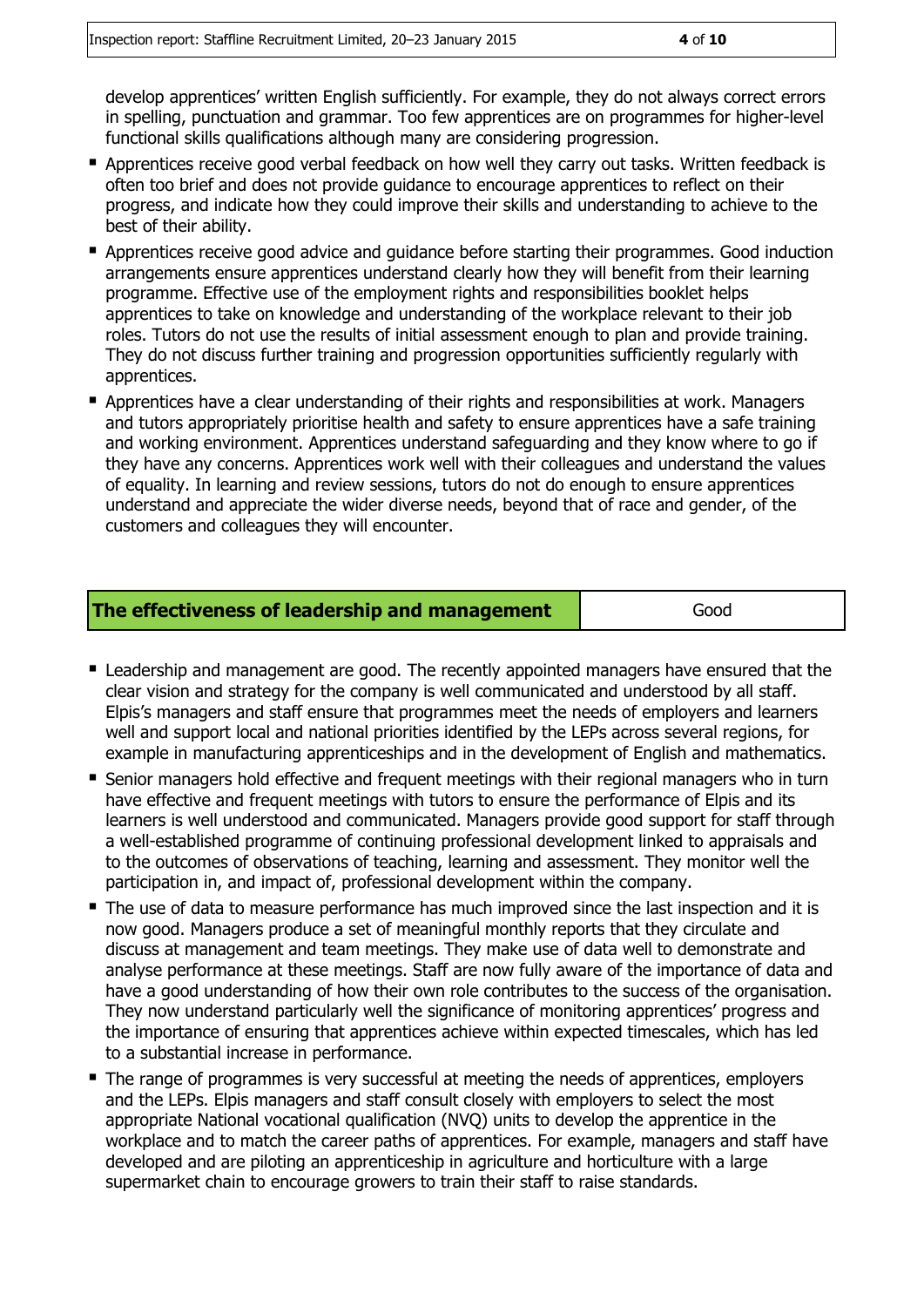develop apprentices' written English sufficiently. For example, they do not always correct errors in spelling, punctuation and grammar. Too few apprentices are on programmes for higher-level functional skills qualifications although many are considering progression.

- Apprentices receive good verbal feedback on how well they carry out tasks. Written feedback is often too brief and does not provide guidance to encourage apprentices to reflect on their progress, and indicate how they could improve their skills and understanding to achieve to the best of their ability.
- Apprentices receive good advice and guidance before starting their programmes. Good induction arrangements ensure apprentices understand clearly how they will benefit from their learning programme. Effective use of the employment rights and responsibilities booklet helps apprentices to take on knowledge and understanding of the workplace relevant to their job roles. Tutors do not use the results of initial assessment enough to plan and provide training. They do not discuss further training and progression opportunities sufficiently regularly with apprentices.
- Apprentices have a clear understanding of their rights and responsibilities at work. Managers and tutors appropriately prioritise health and safety to ensure apprentices have a safe training and working environment. Apprentices understand safeguarding and they know where to go if they have any concerns. Apprentices work well with their colleagues and understand the values of equality. In learning and review sessions, tutors do not do enough to ensure apprentices understand and appreciate the wider diverse needs, beyond that of race and gender, of the customers and colleagues they will encounter.

| **The effectiveness of leadership and management** | Good |
|---|---|

- Leadership and management are good. The recently appointed managers have ensured that the clear vision and strategy for the company is well communicated and understood by all staff. Elpis's managers and staff ensure that programmes meet the needs of employers and learners well and support local and national priorities identified by the LEPs across several regions, for example in manufacturing apprenticeships and in the development of English and mathematics.
- Senior managers hold effective and frequent meetings with their regional managers who in turn have effective and frequent meetings with tutors to ensure the performance of Elpis and its learners is well understood and communicated. Managers provide good support for staff through a well-established programme of continuing professional development linked to appraisals and to the outcomes of observations of teaching, learning and assessment. They monitor well the participation in, and impact of, professional development within the company.
- The use of data to measure performance has much improved since the last inspection and it is now good. Managers produce a set of meaningful monthly reports that they circulate and discuss at management and team meetings. They make use of data well to demonstrate and analyse performance at these meetings. Staff are now fully aware of the importance of data and have a good understanding of how their own role contributes to the success of the organisation. They now understand particularly well the significance of monitoring apprentices' progress and the importance of ensuring that apprentices achieve within expected timescales, which has led to a substantial increase in performance.
- The range of programmes is very successful at meeting the needs of apprentices, employers and the LEPs. Elpis managers and staff consult closely with employers to select the most appropriate National vocational qualification (NVQ) units to develop the apprentice in the workplace and to match the career paths of apprentices. For example, managers and staff have developed and are piloting an apprenticeship in agriculture and horticulture with a large supermarket chain to encourage growers to train their staff to raise standards.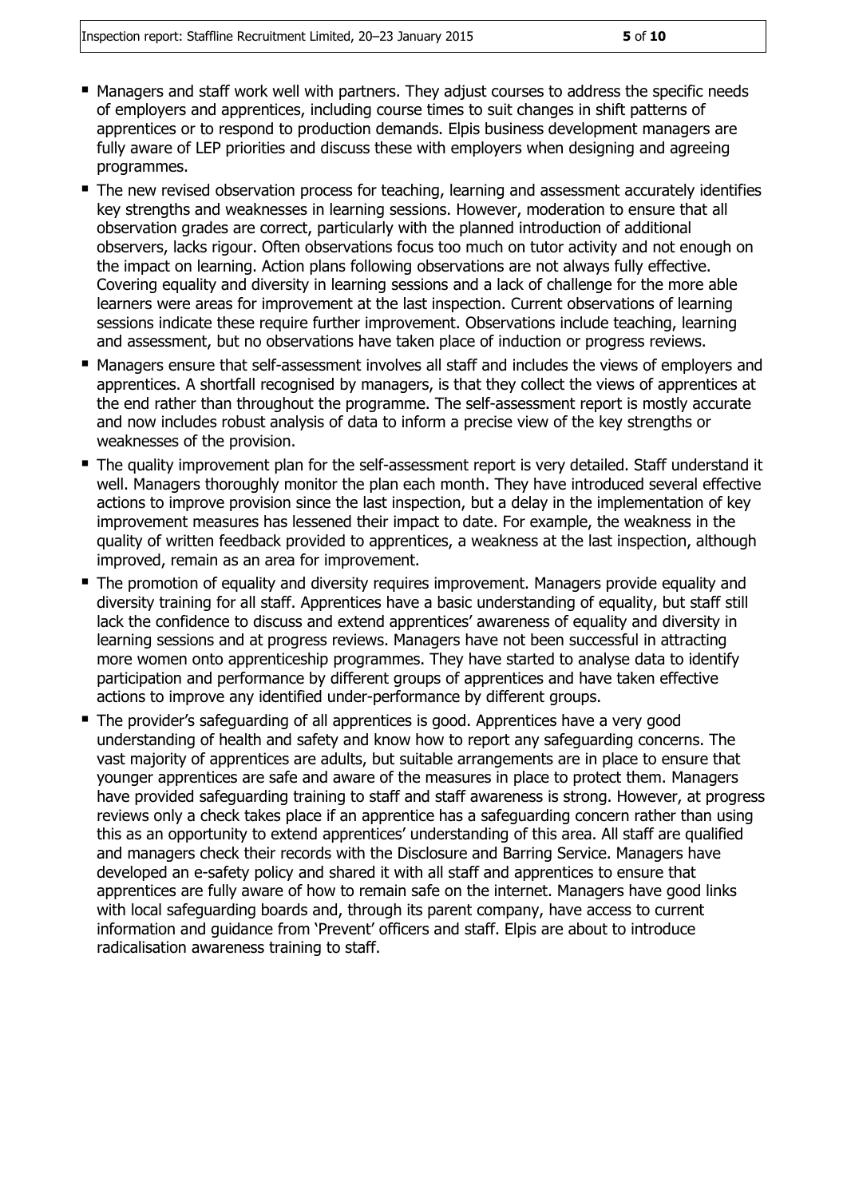- Managers and staff work well with partners. They adjust courses to address the specific needs of employers and apprentices, including course times to suit changes in shift patterns of apprentices or to respond to production demands. Elpis business development managers are fully aware of LEP priorities and discuss these with employers when designing and agreeing programmes.
- The new revised observation process for teaching, learning and assessment accurately identifies key strengths and weaknesses in learning sessions. However, moderation to ensure that all observation grades are correct, particularly with the planned introduction of additional observers, lacks rigour. Often observations focus too much on tutor activity and not enough on the impact on learning. Action plans following observations are not always fully effective. Covering equality and diversity in learning sessions and a lack of challenge for the more able learners were areas for improvement at the last inspection. Current observations of learning sessions indicate these require further improvement. Observations include teaching, learning and assessment, but no observations have taken place of induction or progress reviews.
- Managers ensure that self-assessment involves all staff and includes the views of employers and apprentices. A shortfall recognised by managers, is that they collect the views of apprentices at the end rather than throughout the programme. The self-assessment report is mostly accurate and now includes robust analysis of data to inform a precise view of the key strengths or weaknesses of the provision.
- The quality improvement plan for the self-assessment report is very detailed. Staff understand it well. Managers thoroughly monitor the plan each month. They have introduced several effective actions to improve provision since the last inspection, but a delay in the implementation of key improvement measures has lessened their impact to date. For example, the weakness in the quality of written feedback provided to apprentices, a weakness at the last inspection, although improved, remain as an area for improvement.
- The promotion of equality and diversity requires improvement. Managers provide equality and diversity training for all staff. Apprentices have a basic understanding of equality, but staff still lack the confidence to discuss and extend apprentices' awareness of equality and diversity in learning sessions and at progress reviews. Managers have not been successful in attracting more women onto apprenticeship programmes. They have started to analyse data to identify participation and performance by different groups of apprentices and have taken effective actions to improve any identified under-performance by different groups.
- The provider's safeguarding of all apprentices is good. Apprentices have a very good understanding of health and safety and know how to report any safeguarding concerns. The vast majority of apprentices are adults, but suitable arrangements are in place to ensure that younger apprentices are safe and aware of the measures in place to protect them. Managers have provided safeguarding training to staff and staff awareness is strong. However, at progress reviews only a check takes place if an apprentice has a safeguarding concern rather than using this as an opportunity to extend apprentices' understanding of this area. All staff are qualified and managers check their records with the Disclosure and Barring Service. Managers have developed an e-safety policy and shared it with all staff and apprentices to ensure that apprentices are fully aware of how to remain safe on the internet. Managers have good links with local safeguarding boards and, through its parent company, have access to current information and guidance from 'Prevent' officers and staff. Elpis are about to introduce radicalisation awareness training to staff.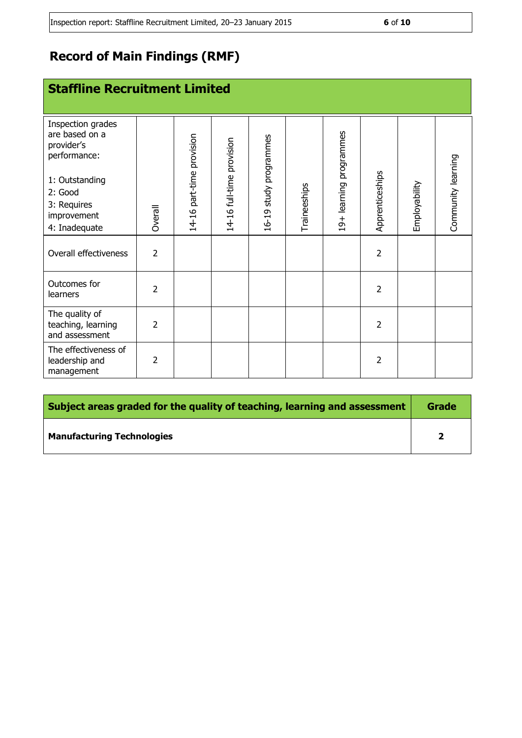# Record of Main Findings (RMF)

## Staffline Recruitment Limited

| Inspection grades are based on a provider's performance:<br><br>1: Outstanding<br>2: Good<br>3: Requires improvement<br>4: Inadequate | Overall | 14-16 part-time provision | 14-16 full-time provision | 16-19 study programmes | Traineeships | 19+ learning programmes | Apprenticeships | Employability | Community learning |
|---|---|---|---|---|---|---|---|---|---|
| Overall effectiveness | 2 | | | | | | 2 | | |
| Outcomes for learners | 2 | | | | | | 2 | | |
| The quality of teaching, learning and assessment | 2 | | | | | | 2 | | |
| The effectiveness of leadership and management | 2 | | | | | | 2 | | |

| **Subject areas graded for the quality of teaching, learning and assessment** | **Grade** |
|---|---|
| **Manufacturing Technologies** | **2** |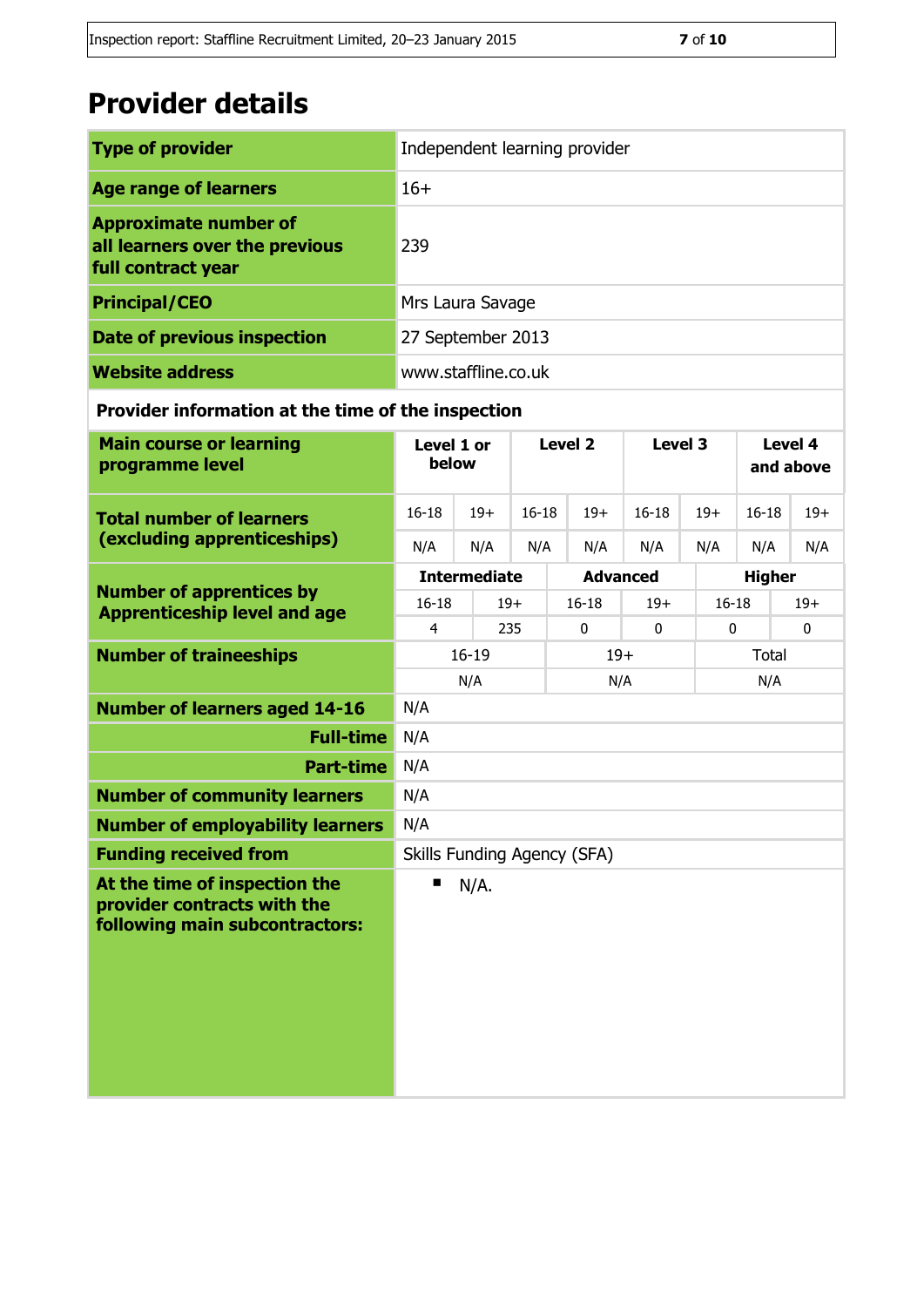# Provider details

| | |
|---|---|
| **Type of provider** | Independent learning provider |
| **Age range of learners** | 16+ |
| **Approximate number of all learners over the previous full contract year** | 239 |
| **Principal/CEO** | Mrs Laura Savage |
| **Date of previous inspection** | 27 September 2013 |
| **Website address** | www.staffline.co.uk |

**Provider information at the time of the inspection**

| **Main course or learning programme level** | **Level 1 or below** | | **Level 2** | | **Level 3** | | **Level 4 and above** | |
|---|---|---|---|---|---|---|---|---|
| **Total number of learners (excluding apprenticeships)** | 16-18 | 19+ | 16-18 | 19+ | 16-18 | 19+ | 16-18 | 19+ |
| | N/A | N/A | N/A | N/A | N/A | N/A | N/A | N/A |

| **Number of apprentices by Apprenticeship level and age** | **Intermediate** | | **Advanced** | | **Higher** | |
|---|---|---|---|---|---|---|
| | 16-18 | 19+ | 16-18 | 19+ | 16-18 | 19+ |
| | 4 | 235 | 0 | 0 | 0 | 0 |

| **Number of traineeships** | 16-19 | 19+ | Total |
|---|---|---|---|
| | N/A | N/A | N/A |

| | |
|---|---|
| **Number of learners aged 14-16** | N/A |
| **Full-time** | N/A |
| **Part-time** | N/A |
| **Number of community learners** | N/A |
| **Number of employability learners** | N/A |
| **Funding received from** | Skills Funding Agency (SFA) |
| **At the time of inspection the provider contracts with the following main subcontractors:** | ▪ N/A. |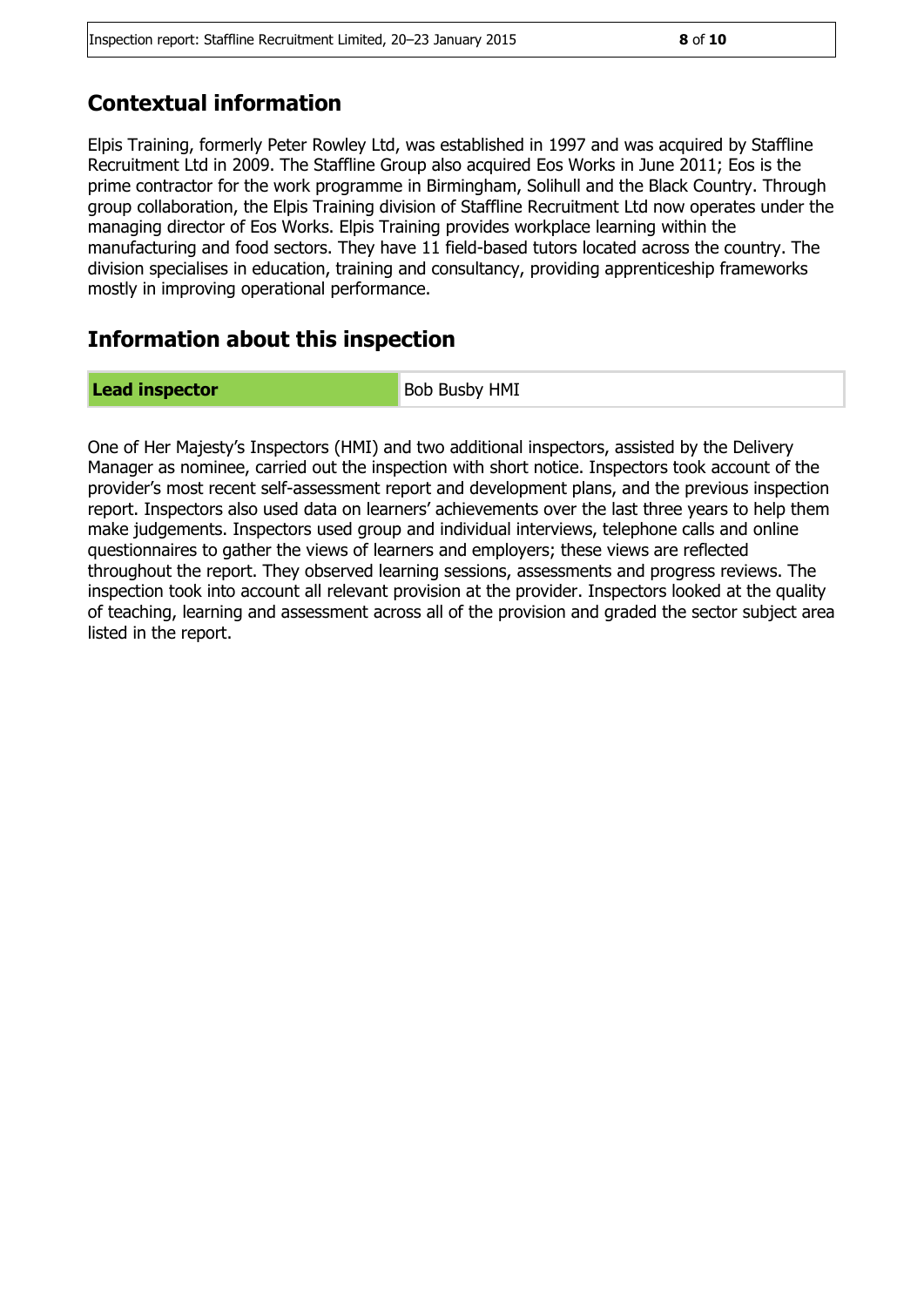## Contextual information

Elpis Training, formerly Peter Rowley Ltd, was established in 1997 and was acquired by Staffline Recruitment Ltd in 2009. The Staffline Group also acquired Eos Works in June 2011; Eos is the prime contractor for the work programme in Birmingham, Solihull and the Black Country. Through group collaboration, the Elpis Training division of Staffline Recruitment Ltd now operates under the managing director of Eos Works. Elpis Training provides workplace learning within the manufacturing and food sectors. They have 11 field-based tutors located across the country. The division specialises in education, training and consultancy, providing apprenticeship frameworks mostly in improving operational performance.

## Information about this inspection

| **Lead inspector** | Bob Busby HMI |
| --- | --- |

One of Her Majesty's Inspectors (HMI) and two additional inspectors, assisted by the Delivery Manager as nominee, carried out the inspection with short notice. Inspectors took account of the provider's most recent self-assessment report and development plans, and the previous inspection report. Inspectors also used data on learners' achievements over the last three years to help them make judgements. Inspectors used group and individual interviews, telephone calls and online questionnaires to gather the views of learners and employers; these views are reflected throughout the report. They observed learning sessions, assessments and progress reviews. The inspection took into account all relevant provision at the provider. Inspectors looked at the quality of teaching, learning and assessment across all of the provision and graded the sector subject area listed in the report.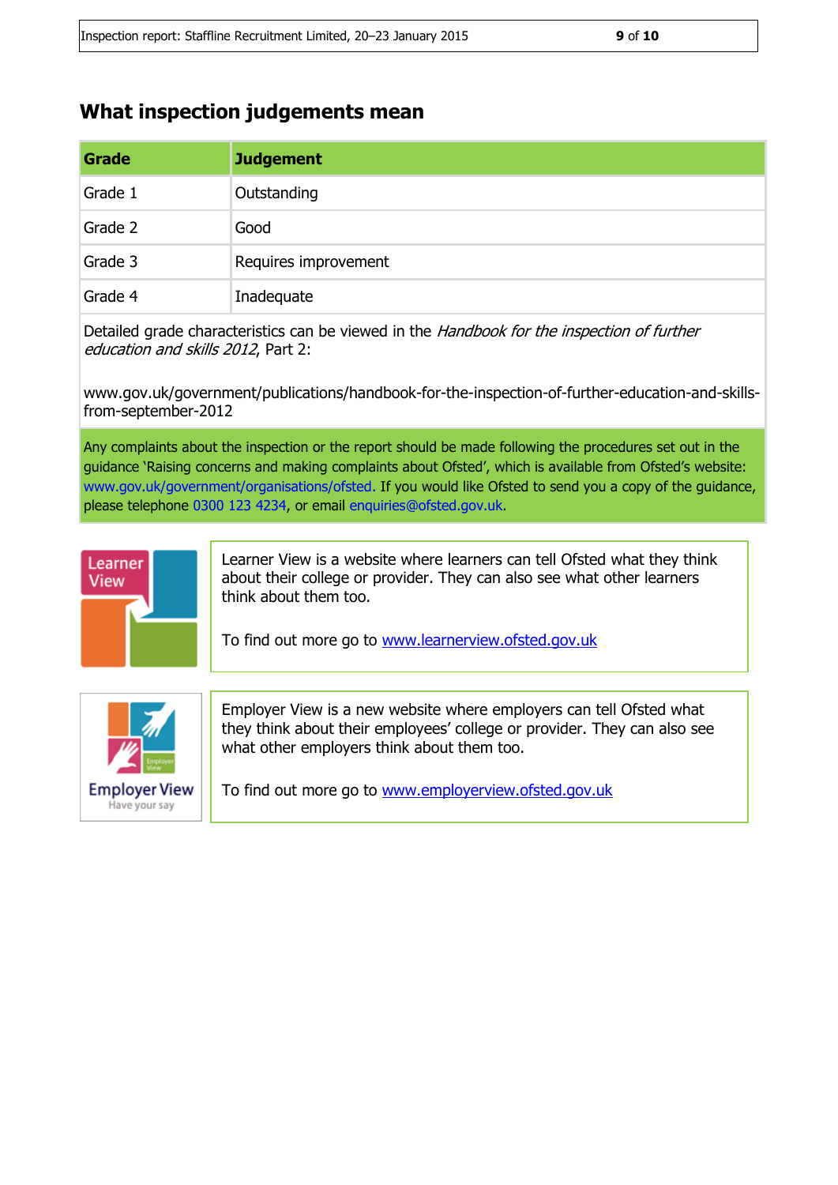## What inspection judgements mean

| Grade | Judgement |
| --- | --- |
| Grade 1 | Outstanding |
| Grade 2 | Good |
| Grade 3 | Requires improvement |
| Grade 4 | Inadequate |

Detailed grade characteristics can be viewed in the *Handbook for the inspection of further education and skills 2012*, Part 2:

www.gov.uk/government/publications/handbook-for-the-inspection-of-further-education-and-skills-from-september-2012

Any complaints about the inspection or the report should be made following the procedures set out in the guidance 'Raising concerns and making complaints about Ofsted', which is available from Ofsted's website: www.gov.uk/government/organisations/ofsted. If you would like Ofsted to send you a copy of the guidance, please telephone 0300 123 4234, or email enquiries@ofsted.gov.uk.

Learner View is a website where learners can tell Ofsted what they think about their college or provider. They can also see what other learners think about them too.

To find out more go to [www.learnerview.ofsted.gov.uk](http://www.learnerview.ofsted.gov.uk)

Employer View is a new website where employers can tell Ofsted what they think about their employees' college or provider. They can also see what other employers think about them too.

To find out more go to [www.employerview.ofsted.gov.uk](http://www.employerview.ofsted.gov.uk)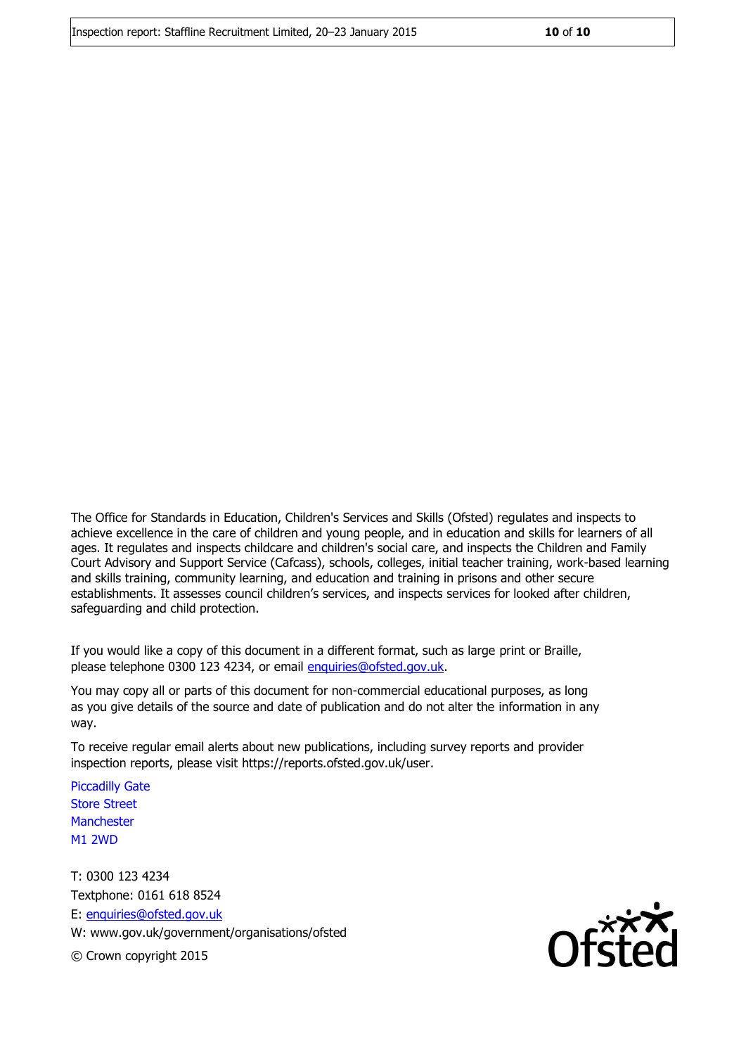The Office for Standards in Education, Children's Services and Skills (Ofsted) regulates and inspects to achieve excellence in the care of children and young people, and in education and skills for learners of all ages. It regulates and inspects childcare and children's social care, and inspects the Children and Family Court Advisory and Support Service (Cafcass), schools, colleges, initial teacher training, work-based learning and skills training, community learning, and education and training in prisons and other secure establishments. It assesses council children's services, and inspects services for looked after children, safeguarding and child protection.

If you would like a copy of this document in a different format, such as large print or Braille, please telephone 0300 123 4234, or email enquiries@ofsted.gov.uk.

You may copy all or parts of this document for non-commercial educational purposes, as long as you give details of the source and date of publication and do not alter the information in any way.

To receive regular email alerts about new publications, including survey reports and provider inspection reports, please visit https://reports.ofsted.gov.uk/user.

Piccadilly Gate
Store Street
Manchester
M1 2WD

T: 0300 123 4234
Textphone: 0161 618 8524
E: enquiries@ofsted.gov.uk
W: www.gov.uk/government/organisations/ofsted

© Crown copyright 2015

Ofsted